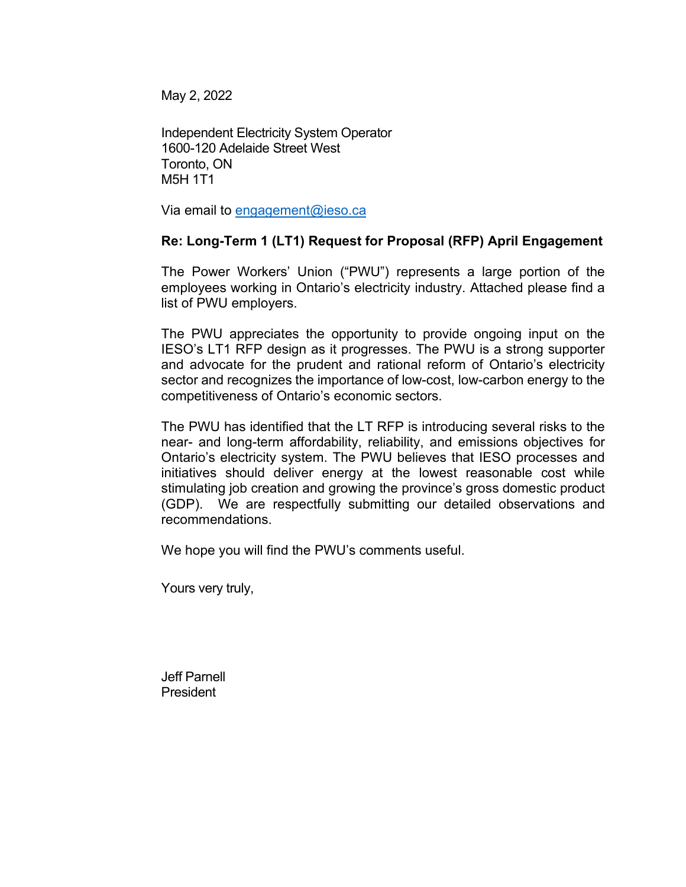May 2, 2022

Independent Electricity System Operator
1600-120 Adelaide Street West
Toronto, ON
M5H 1T1

Via email to [engagement@ieso.ca](mailto:engagement@ieso.ca)

**Re: Long-Term 1 (LT1) Request for Proposal (RFP) April Engagement**

The Power Workers' Union ("PWU") represents a large portion of the employees working in Ontario's electricity industry. Attached please find a list of PWU employers.

The PWU appreciates the opportunity to provide ongoing input on the IESO's LT1 RFP design as it progresses. The PWU is a strong supporter and advocate for the prudent and rational reform of Ontario's electricity sector and recognizes the importance of low-cost, low-carbon energy to the competitiveness of Ontario's economic sectors.

The PWU has identified that the LT RFP is introducing several risks to the near- and long-term affordability, reliability, and emissions objectives for Ontario's electricity system. The PWU believes that IESO processes and initiatives should deliver energy at the lowest reasonable cost while stimulating job creation and growing the province's gross domestic product (GDP). We are respectfully submitting our detailed observations and recommendations.

We hope you will find the PWU's comments useful.

Yours very truly,

Jeff Parnell
President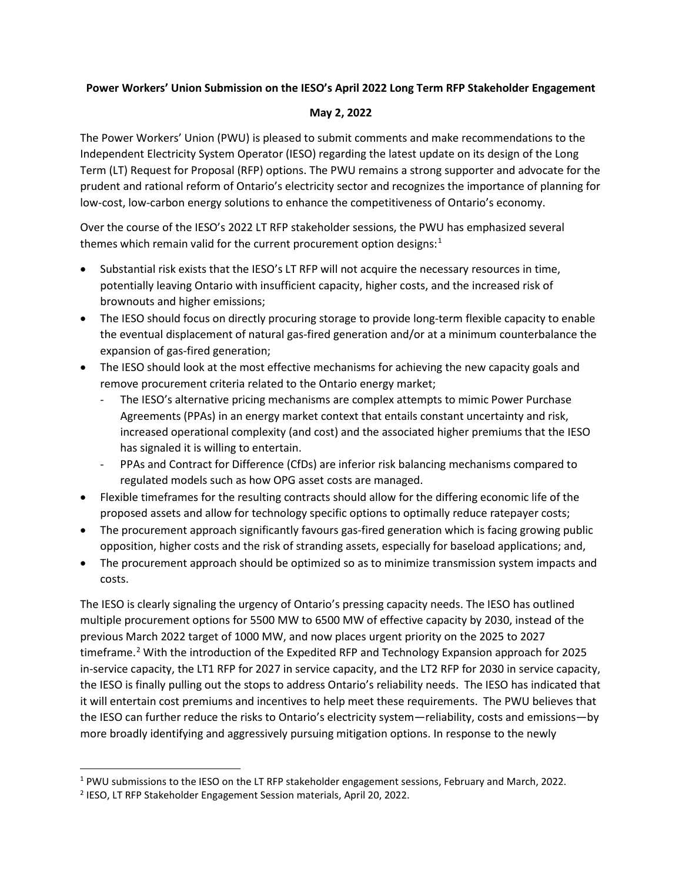**Power Workers' Union Submission on the IESO's April 2022 Long Term RFP Stakeholder Engagement**

**May 2, 2022**

The Power Workers' Union (PWU) is pleased to submit comments and make recommendations to the Independent Electricity System Operator (IESO) regarding the latest update on its design of the Long Term (LT) Request for Proposal (RFP) options. The PWU remains a strong supporter and advocate for the prudent and rational reform of Ontario's electricity sector and recognizes the importance of planning for low-cost, low-carbon energy solutions to enhance the competitiveness of Ontario's economy.

Over the course of the IESO's 2022 LT RFP stakeholder sessions, the PWU has emphasized several themes which remain valid for the current procurement option designs:[1]

- Substantial risk exists that the IESO's LT RFP will not acquire the necessary resources in time, potentially leaving Ontario with insufficient capacity, higher costs, and the increased risk of brownouts and higher emissions;
- The IESO should focus on directly procuring storage to provide long-term flexible capacity to enable the eventual displacement of natural gas-fired generation and/or at a minimum counterbalance the expansion of gas-fired generation;
- The IESO should look at the most effective mechanisms for achieving the new capacity goals and remove procurement criteria related to the Ontario energy market;
  - The IESO's alternative pricing mechanisms are complex attempts to mimic Power Purchase Agreements (PPAs) in an energy market context that entails constant uncertainty and risk, increased operational complexity (and cost) and the associated higher premiums that the IESO has signaled it is willing to entertain.
  - PPAs and Contract for Difference (CfDs) are inferior risk balancing mechanisms compared to regulated models such as how OPG asset costs are managed.
- Flexible timeframes for the resulting contracts should allow for the differing economic life of the proposed assets and allow for technology specific options to optimally reduce ratepayer costs;
- The procurement approach significantly favours gas-fired generation which is facing growing public opposition, higher costs and the risk of stranding assets, especially for baseload applications; and,
- The procurement approach should be optimized so as to minimize transmission system impacts and costs.

The IESO is clearly signaling the urgency of Ontario's pressing capacity needs. The IESO has outlined multiple procurement options for 5500 MW to 6500 MW of effective capacity by 2030, instead of the previous March 2022 target of 1000 MW, and now places urgent priority on the 2025 to 2027 timeframe.[2] With the introduction of the Expedited RFP and Technology Expansion approach for 2025 in-service capacity, the LT1 RFP for 2027 in service capacity, and the LT2 RFP for 2030 in service capacity, the IESO is finally pulling out the stops to address Ontario's reliability needs. The IESO has indicated that it will entertain cost premiums and incentives to help meet these requirements. The PWU believes that the IESO can further reduce the risks to Ontario's electricity system—reliability, costs and emissions—by more broadly identifying and aggressively pursuing mitigation options. In response to the newly

[1] PWU submissions to the IESO on the LT RFP stakeholder engagement sessions, February and March, 2022.

[2] IESO, LT RFP Stakeholder Engagement Session materials, April 20, 2022.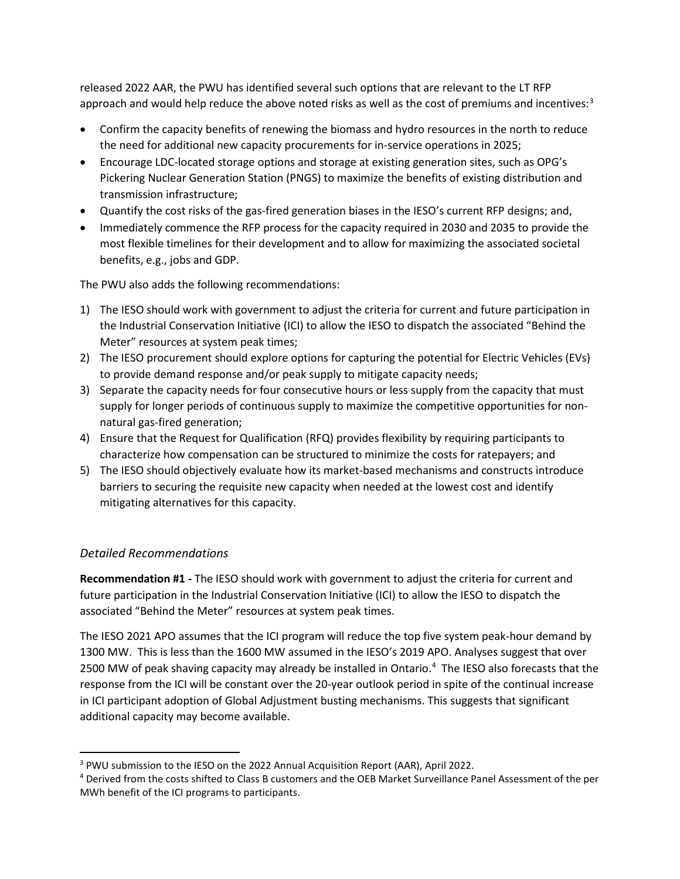released 2022 AAR, the PWU has identified several such options that are relevant to the LT RFP approach and would help reduce the above noted risks as well as the cost of premiums and incentives:[3]

- Confirm the capacity benefits of renewing the biomass and hydro resources in the north to reduce the need for additional new capacity procurements for in-service operations in 2025;
- Encourage LDC-located storage options and storage at existing generation sites, such as OPG's Pickering Nuclear Generation Station (PNGS) to maximize the benefits of existing distribution and transmission infrastructure;
- Quantify the cost risks of the gas-fired generation biases in the IESO's current RFP designs; and,
- Immediately commence the RFP process for the capacity required in 2030 and 2035 to provide the most flexible timelines for their development and to allow for maximizing the associated societal benefits, e.g., jobs and GDP.

The PWU also adds the following recommendations:

1) The IESO should work with government to adjust the criteria for current and future participation in the Industrial Conservation Initiative (ICI) to allow the IESO to dispatch the associated "Behind the Meter" resources at system peak times;
2) The IESO procurement should explore options for capturing the potential for Electric Vehicles (EVs) to provide demand response and/or peak supply to mitigate capacity needs;
3) Separate the capacity needs for four consecutive hours or less supply from the capacity that must supply for longer periods of continuous supply to maximize the competitive opportunities for non-natural gas-fired generation;
4) Ensure that the Request for Qualification (RFQ) provides flexibility by requiring participants to characterize how compensation can be structured to minimize the costs for ratepayers; and
5) The IESO should objectively evaluate how its market-based mechanisms and constructs introduce barriers to securing the requisite new capacity when needed at the lowest cost and identify mitigating alternatives for this capacity.

### *Detailed Recommendations*

**Recommendation #1 -** The IESO should work with government to adjust the criteria for current and future participation in the Industrial Conservation Initiative (ICI) to allow the IESO to dispatch the associated "Behind the Meter" resources at system peak times.

The IESO 2021 APO assumes that the ICI program will reduce the top five system peak-hour demand by 1300 MW. This is less than the 1600 MW assumed in the IESO's 2019 APO. Analyses suggest that over 2500 MW of peak shaving capacity may already be installed in Ontario.[4] The IESO also forecasts that the response from the ICI will be constant over the 20-year outlook period in spite of the continual increase in ICI participant adoption of Global Adjustment busting mechanisms. This suggests that significant additional capacity may become available.

---

[3] PWU submission to the IESO on the 2022 Annual Acquisition Report (AAR), April 2022.

[4] Derived from the costs shifted to Class B customers and the OEB Market Surveillance Panel Assessment of the per MWh benefit of the ICI programs to participants.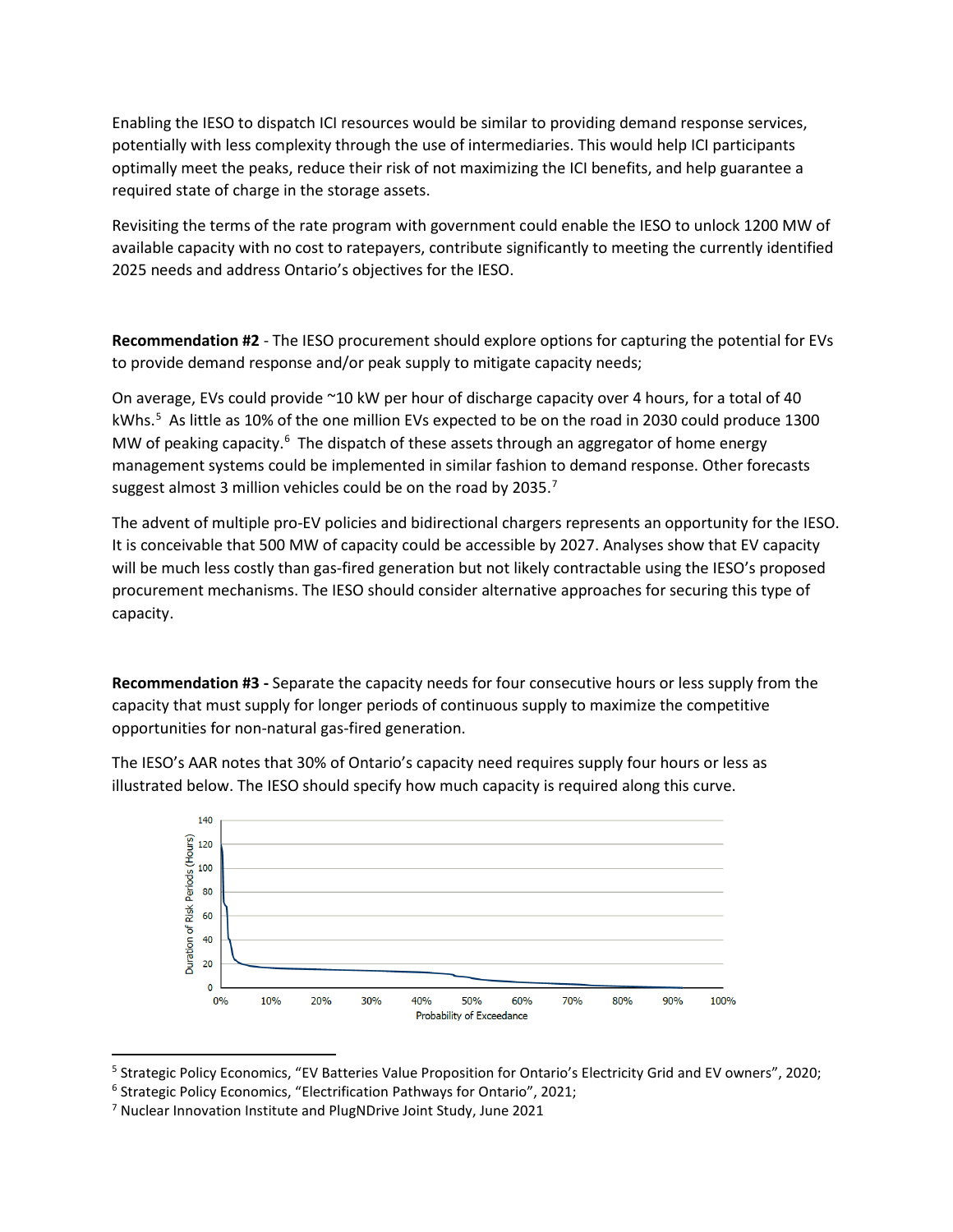Enabling the IESO to dispatch ICI resources would be similar to providing demand response services, potentially with less complexity through the use of intermediaries. This would help ICI participants optimally meet the peaks, reduce their risk of not maximizing the ICI benefits, and help guarantee a required state of charge in the storage assets.

Revisiting the terms of the rate program with government could enable the IESO to unlock 1200 MW of available capacity with no cost to ratepayers, contribute significantly to meeting the currently identified 2025 needs and address Ontario's objectives for the IESO.

**Recommendation #2** - The IESO procurement should explore options for capturing the potential for EVs to provide demand response and/or peak supply to mitigate capacity needs;

On average, EVs could provide ~10 kW per hour of discharge capacity over 4 hours, for a total of 40 kWhs.[5] As little as 10% of the one million EVs expected to be on the road in 2030 could produce 1300 MW of peaking capacity.[6] The dispatch of these assets through an aggregator of home energy management systems could be implemented in similar fashion to demand response. Other forecasts suggest almost 3 million vehicles could be on the road by 2035.[7]

The advent of multiple pro-EV policies and bidirectional chargers represents an opportunity for the IESO. It is conceivable that 500 MW of capacity could be accessible by 2027. Analyses show that EV capacity will be much less costly than gas-fired generation but not likely contractable using the IESO's proposed procurement mechanisms. The IESO should consider alternative approaches for securing this type of capacity.

**Recommendation #3 -** Separate the capacity needs for four consecutive hours or less supply from the capacity that must supply for longer periods of continuous supply to maximize the competitive opportunities for non-natural gas-fired generation.

The IESO's AAR notes that 30% of Ontario's capacity need requires supply four hours or less as illustrated below. The IESO should specify how much capacity is required along this curve.

---

[5] Strategic Policy Economics, "EV Batteries Value Proposition for Ontario's Electricity Grid and EV owners", 2020;

[6] Strategic Policy Economics, "Electrification Pathways for Ontario", 2021;

[7] Nuclear Innovation Institute and PlugNDrive Joint Study, June 2021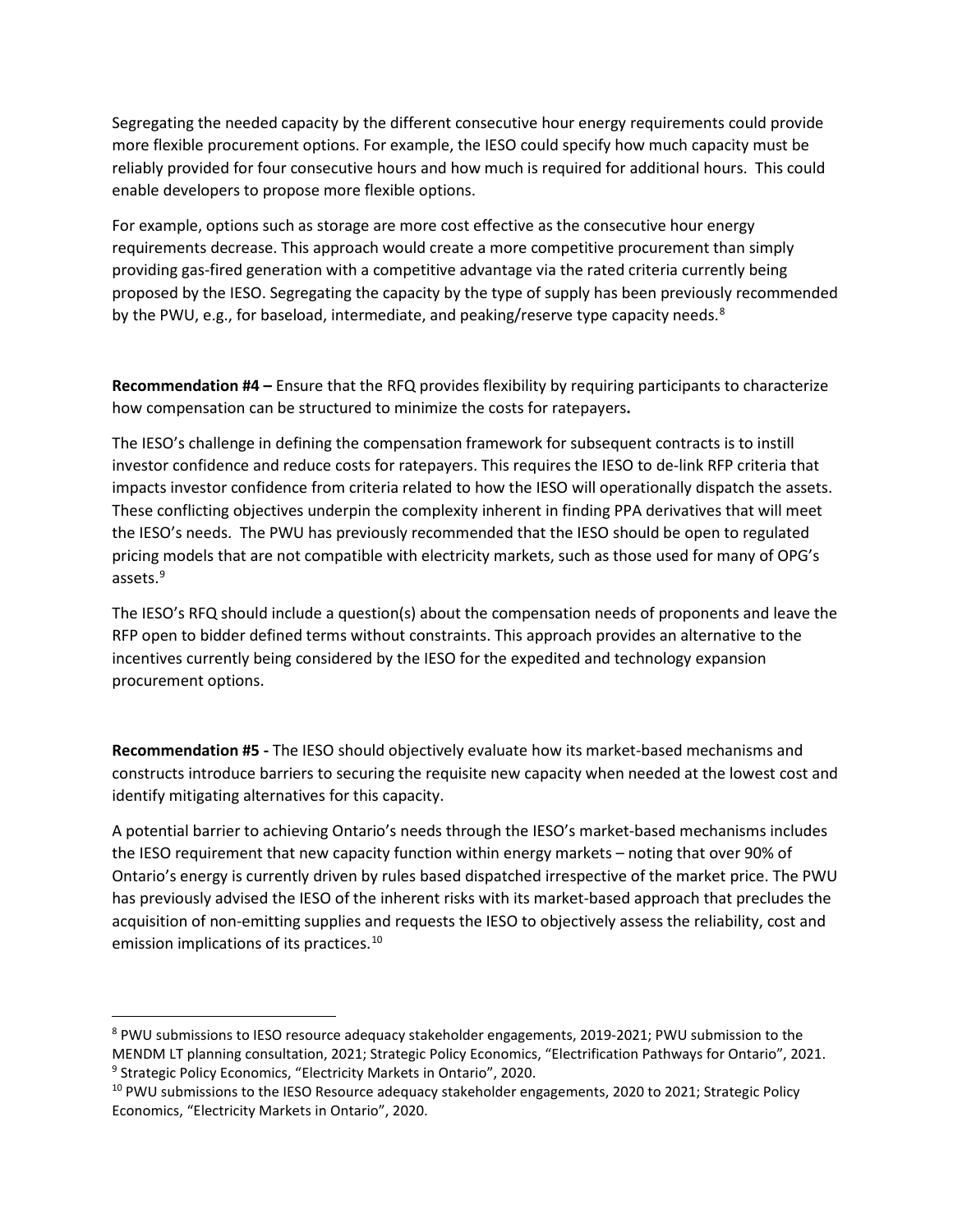Segregating the needed capacity by the different consecutive hour energy requirements could provide more flexible procurement options. For example, the IESO could specify how much capacity must be reliably provided for four consecutive hours and how much is required for additional hours. This could enable developers to propose more flexible options.

For example, options such as storage are more cost effective as the consecutive hour energy requirements decrease. This approach would create a more competitive procurement than simply providing gas-fired generation with a competitive advantage via the rated criteria currently being proposed by the IESO. Segregating the capacity by the type of supply has been previously recommended by the PWU, e.g., for baseload, intermediate, and peaking/reserve type capacity needs.[8]

**Recommendation #4 –** Ensure that the RFQ provides flexibility by requiring participants to characterize how compensation can be structured to minimize the costs for ratepayers**.**

The IESO's challenge in defining the compensation framework for subsequent contracts is to instill investor confidence and reduce costs for ratepayers. This requires the IESO to de-link RFP criteria that impacts investor confidence from criteria related to how the IESO will operationally dispatch the assets. These conflicting objectives underpin the complexity inherent in finding PPA derivatives that will meet the IESO's needs. The PWU has previously recommended that the IESO should be open to regulated pricing models that are not compatible with electricity markets, such as those used for many of OPG's assets.[9]

The IESO's RFQ should include a question(s) about the compensation needs of proponents and leave the RFP open to bidder defined terms without constraints. This approach provides an alternative to the incentives currently being considered by the IESO for the expedited and technology expansion procurement options.

**Recommendation #5 -** The IESO should objectively evaluate how its market-based mechanisms and constructs introduce barriers to securing the requisite new capacity when needed at the lowest cost and identify mitigating alternatives for this capacity.

A potential barrier to achieving Ontario's needs through the IESO's market-based mechanisms includes the IESO requirement that new capacity function within energy markets – noting that over 90% of Ontario's energy is currently driven by rules based dispatched irrespective of the market price. The PWU has previously advised the IESO of the inherent risks with its market-based approach that precludes the acquisition of non-emitting supplies and requests the IESO to objectively assess the reliability, cost and emission implications of its practices.[10]

---

[8] PWU submissions to IESO resource adequacy stakeholder engagements, 2019-2021; PWU submission to the MENDM LT planning consultation, 2021; Strategic Policy Economics, "Electrification Pathways for Ontario", 2021.

[9] Strategic Policy Economics, "Electricity Markets in Ontario", 2020.

[10] PWU submissions to the IESO Resource adequacy stakeholder engagements, 2020 to 2021; Strategic Policy Economics, "Electricity Markets in Ontario", 2020.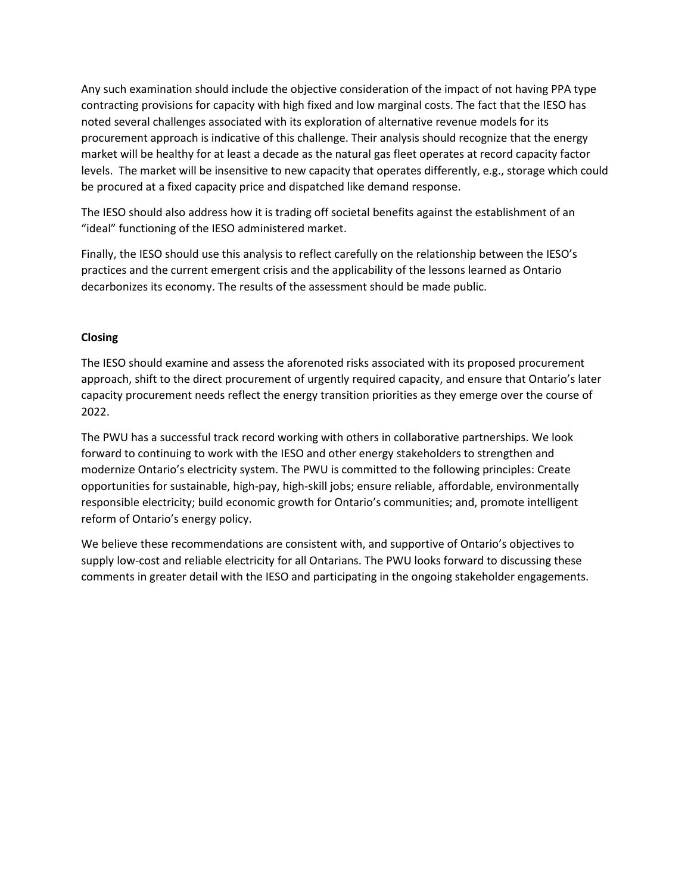Any such examination should include the objective consideration of the impact of not having PPA type contracting provisions for capacity with high fixed and low marginal costs. The fact that the IESO has noted several challenges associated with its exploration of alternative revenue models for its procurement approach is indicative of this challenge. Their analysis should recognize that the energy market will be healthy for at least a decade as the natural gas fleet operates at record capacity factor levels. The market will be insensitive to new capacity that operates differently, e.g., storage which could be procured at a fixed capacity price and dispatched like demand response.

The IESO should also address how it is trading off societal benefits against the establishment of an "ideal" functioning of the IESO administered market.

Finally, the IESO should use this analysis to reflect carefully on the relationship between the IESO's practices and the current emergent crisis and the applicability of the lessons learned as Ontario decarbonizes its economy. The results of the assessment should be made public.

**Closing**

The IESO should examine and assess the aforenoted risks associated with its proposed procurement approach, shift to the direct procurement of urgently required capacity, and ensure that Ontario's later capacity procurement needs reflect the energy transition priorities as they emerge over the course of 2022.

The PWU has a successful track record working with others in collaborative partnerships. We look forward to continuing to work with the IESO and other energy stakeholders to strengthen and modernize Ontario's electricity system. The PWU is committed to the following principles: Create opportunities for sustainable, high-pay, high-skill jobs; ensure reliable, affordable, environmentally responsible electricity; build economic growth for Ontario's communities; and, promote intelligent reform of Ontario's energy policy.

We believe these recommendations are consistent with, and supportive of Ontario's objectives to supply low-cost and reliable electricity for all Ontarians. The PWU looks forward to discussing these comments in greater detail with the IESO and participating in the ongoing stakeholder engagements.